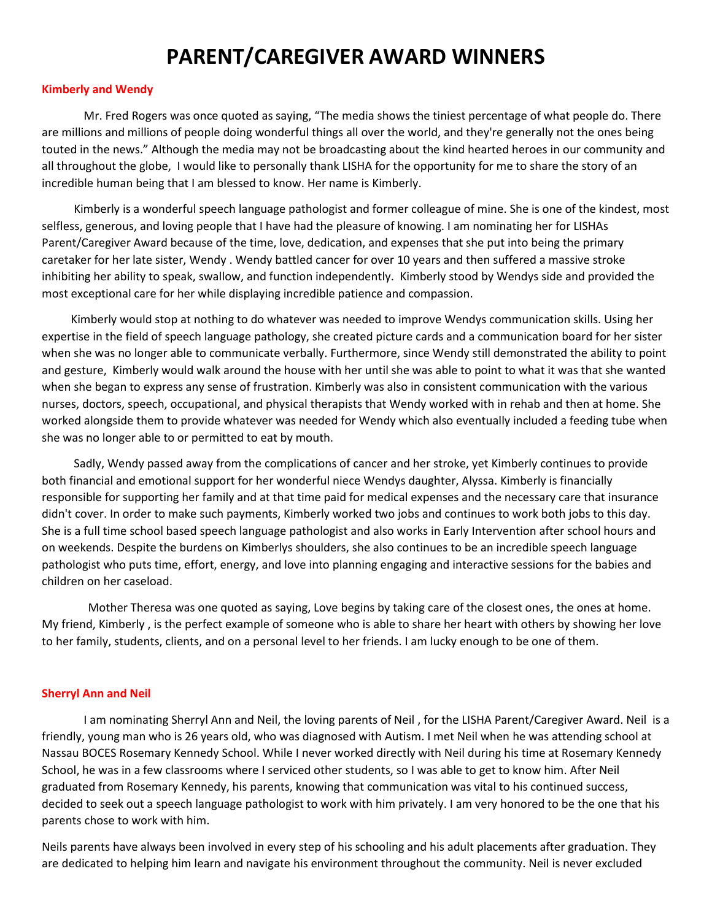# PARENT/CAREGIVER AWARD WINNERS

**Kimberly and Wendy**

Mr. Fred Rogers was once quoted as saying, “The media shows the tiniest percentage of what people do. There are millions and millions of people doing wonderful things all over the world, and they're generally not the ones being touted in the news.” Although the media may not be broadcasting about the kind hearted heroes in our community and all throughout the globe, I would like to personally thank LISHA for the opportunity for me to share the story of an incredible human being that I am blessed to know. Her name is Kimberly.

Kimberly is a wonderful speech language pathologist and former colleague of mine. She is one of the kindest, most selfless, generous, and loving people that I have had the pleasure of knowing. I am nominating her for LISHAs Parent/Caregiver Award because of the time, love, dedication, and expenses that she put into being the primary caretaker for her late sister, Wendy . Wendy battled cancer for over 10 years and then suffered a massive stroke inhibiting her ability to speak, swallow, and function independently. Kimberly stood by Wendys side and provided the most exceptional care for her while displaying incredible patience and compassion.

Kimberly would stop at nothing to do whatever was needed to improve Wendys communication skills. Using her expertise in the field of speech language pathology, she created picture cards and a communication board for her sister when she was no longer able to communicate verbally. Furthermore, since Wendy still demonstrated the ability to point and gesture, Kimberly would walk around the house with her until she was able to point to what it was that she wanted when she began to express any sense of frustration. Kimberly was also in consistent communication with the various nurses, doctors, speech, occupational, and physical therapists that Wendy worked with in rehab and then at home. She worked alongside them to provide whatever was needed for Wendy which also eventually included a feeding tube when she was no longer able to or permitted to eat by mouth.

Sadly, Wendy passed away from the complications of cancer and her stroke, yet Kimberly continues to provide both financial and emotional support for her wonderful niece Wendys daughter, Alyssa. Kimberly is financially responsible for supporting her family and at that time paid for medical expenses and the necessary care that insurance didn't cover. In order to make such payments, Kimberly worked two jobs and continues to work both jobs to this day. She is a full time school based speech language pathologist and also works in Early Intervention after school hours and on weekends. Despite the burdens on Kimberlys shoulders, she also continues to be an incredible speech language pathologist who puts time, effort, energy, and love into planning engaging and interactive sessions for the babies and children on her caseload.

Mother Theresa was one quoted as saying, Love begins by taking care of the closest ones, the ones at home. My friend, Kimberly , is the perfect example of someone who is able to share her heart with others by showing her love to her family, students, clients, and on a personal level to her friends. I am lucky enough to be one of them.

**Sherryl Ann and Neil**

I am nominating Sherryl Ann and Neil, the loving parents of Neil , for the LISHA Parent/Caregiver Award. Neil is a friendly, young man who is 26 years old, who was diagnosed with Autism. I met Neil when he was attending school at Nassau BOCES Rosemary Kennedy School. While I never worked directly with Neil during his time at Rosemary Kennedy School, he was in a few classrooms where I serviced other students, so I was able to get to know him. After Neil graduated from Rosemary Kennedy, his parents, knowing that communication was vital to his continued success, decided to seek out a speech language pathologist to work with him privately. I am very honored to be the one that his parents chose to work with him.

Neils parents have always been involved in every step of his schooling and his adult placements after graduation. They are dedicated to helping him learn and navigate his environment throughout the community. Neil is never excluded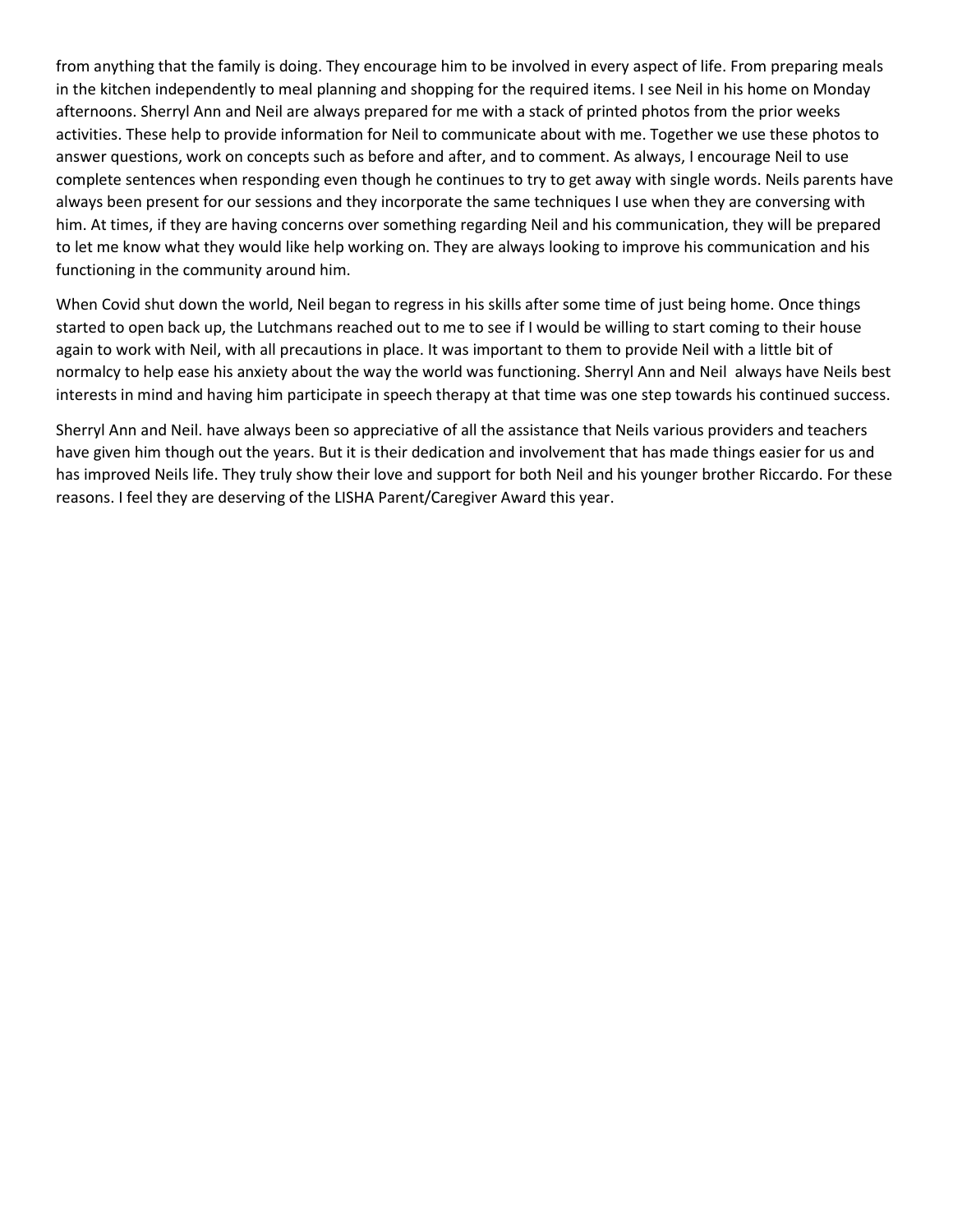from anything that the family is doing. They encourage him to be involved in every aspect of life. From preparing meals in the kitchen independently to meal planning and shopping for the required items. I see Neil in his home on Monday afternoons. Sherryl Ann and Neil are always prepared for me with a stack of printed photos from the prior weeks activities. These help to provide information for Neil to communicate about with me. Together we use these photos to answer questions, work on concepts such as before and after, and to comment. As always, I encourage Neil to use complete sentences when responding even though he continues to try to get away with single words. Neils parents have always been present for our sessions and they incorporate the same techniques I use when they are conversing with him. At times, if they are having concerns over something regarding Neil and his communication, they will be prepared to let me know what they would like help working on. They are always looking to improve his communication and his functioning in the community around him.

When Covid shut down the world, Neil began to regress in his skills after some time of just being home. Once things started to open back up, the Lutchmans reached out to me to see if I would be willing to start coming to their house again to work with Neil, with all precautions in place. It was important to them to provide Neil with a little bit of normalcy to help ease his anxiety about the way the world was functioning. Sherryl Ann and Neil  always have Neils best interests in mind and having him participate in speech therapy at that time was one step towards his continued success.

Sherryl Ann and Neil. have always been so appreciative of all the assistance that Neils various providers and teachers have given him though out the years. But it is their dedication and involvement that has made things easier for us and has improved Neils life. They truly show their love and support for both Neil and his younger brother Riccardo. For these reasons. I feel they are deserving of the LISHA Parent/Caregiver Award this year.